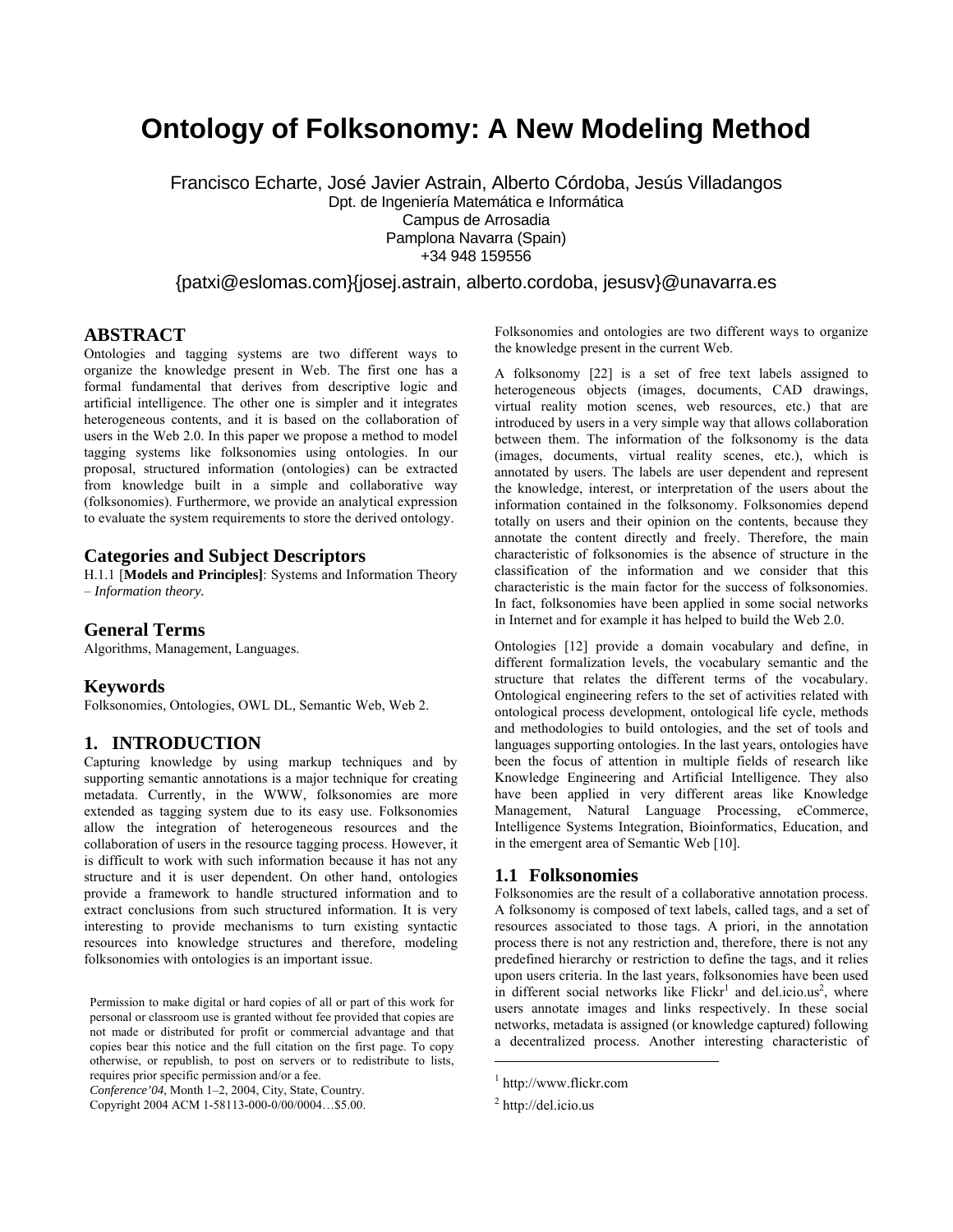# Ontology of Folksonomy: A New Modeling Method

Francisco Echarte, José Javier Astrain, Alberto Córdoba, Jesús Villadangos
Dpt. de Ingeniería Matemática e Informática
Campus de Arrosadia
Pamplona Navarra (Spain)
+34 948 159556

{patxi@eslomas.com}{josej.astrain, alberto.cordoba, jesusv}@unavarra.es

## ABSTRACT

Ontologies and tagging systems are two different ways to organize the knowledge present in Web. The first one has a formal fundamental that derives from descriptive logic and artificial intelligence. The other one is simpler and it integrates heterogeneous contents, and it is based on the collaboration of users in the Web 2.0. In this paper we propose a method to model tagging systems like folksonomies using ontologies. In our proposal, structured information (ontologies) can be extracted from knowledge built in a simple and collaborative way (folksonomies). Furthermore, we provide an analytical expression to evaluate the system requirements to store the derived ontology.

### Categories and Subject Descriptors

H.1.1 [**Models and Principles]**: Systems and Information Theory – *Information theory.*

### General Terms

Algorithms, Management, Languages.

### Keywords

Folksonomies, Ontologies, OWL DL, Semantic Web, Web 2.

## 1. INTRODUCTION

Capturing knowledge by using markup techniques and by supporting semantic annotations is a major technique for creating metadata. Currently, in the WWW, folksonomies are more extended as tagging system due to its easy use. Folksonomies allow the integration of heterogeneous resources and the collaboration of users in the resource tagging process. However, it is difficult to work with such information because it has not any structure and it is user dependent. On other hand, ontologies provide a framework to handle structured information and to extract conclusions from such structured information. It is very interesting to provide mechanisms to turn existing syntactic resources into knowledge structures and therefore, modeling folksonomies with ontologies is an important issue.

Permission to make digital or hard copies of all or part of this work for personal or classroom use is granted without fee provided that copies are not made or distributed for profit or commercial advantage and that copies bear this notice and the full citation on the first page. To copy otherwise, or republish, to post on servers or to redistribute to lists, requires prior specific permission and/or a fee.
*Conference'04*, Month 1–2, 2004, City, State, Country.
Copyright 2004 ACM 1-58113-000-0/00/0004…$5.00.

Folksonomies and ontologies are two different ways to organize the knowledge present in the current Web.

A folksonomy [22] is a set of free text labels assigned to heterogeneous objects (images, documents, CAD drawings, virtual reality motion scenes, web resources, etc.) that are introduced by users in a very simple way that allows collaboration between them. The information of the folksonomy is the data (images, documents, virtual reality scenes, etc.), which is annotated by users. The labels are user dependent and represent the knowledge, interest, or interpretation of the users about the information contained in the folksonomy. Folksonomies depend totally on users and their opinion on the contents, because they annotate the content directly and freely. Therefore, the main characteristic of folksonomies is the absence of structure in the classification of the information and we consider that this characteristic is the main factor for the success of folksonomies. In fact, folksonomies have been applied in some social networks in Internet and for example it has helped to build the Web 2.0.

Ontologies [12] provide a domain vocabulary and define, in different formalization levels, the vocabulary semantic and the structure that relates the different terms of the vocabulary. Ontological engineering refers to the set of activities related with ontological process development, ontological life cycle, methods and methodologies to build ontologies, and the set of tools and languages supporting ontologies. In the last years, ontologies have been the focus of attention in multiple fields of research like Knowledge Engineering and Artificial Intelligence. They also have been applied in very different areas like Knowledge Management, Natural Language Processing, eCommerce, Intelligence Systems Integration, Bioinformatics, Education, and in the emergent area of Semantic Web [10].

### 1.1 Folksonomies

Folksonomies are the result of a collaborative annotation process. A folksonomy is composed of text labels, called tags, and a set of resources associated to those tags. A priori, in the annotation process there is not any restriction and, therefore, there is not any predefined hierarchy or restriction to define the tags, and it relies upon users criteria. In the last years, folksonomies have been used in different social networks like Flickr[1] and del.icio.us[2], where users annotate images and links respectively. In these social networks, metadata is assigned (or knowledge captured) following a decentralized process. Another interesting characteristic of

[1] http://www.flickr.com

[2] http://del.icio.us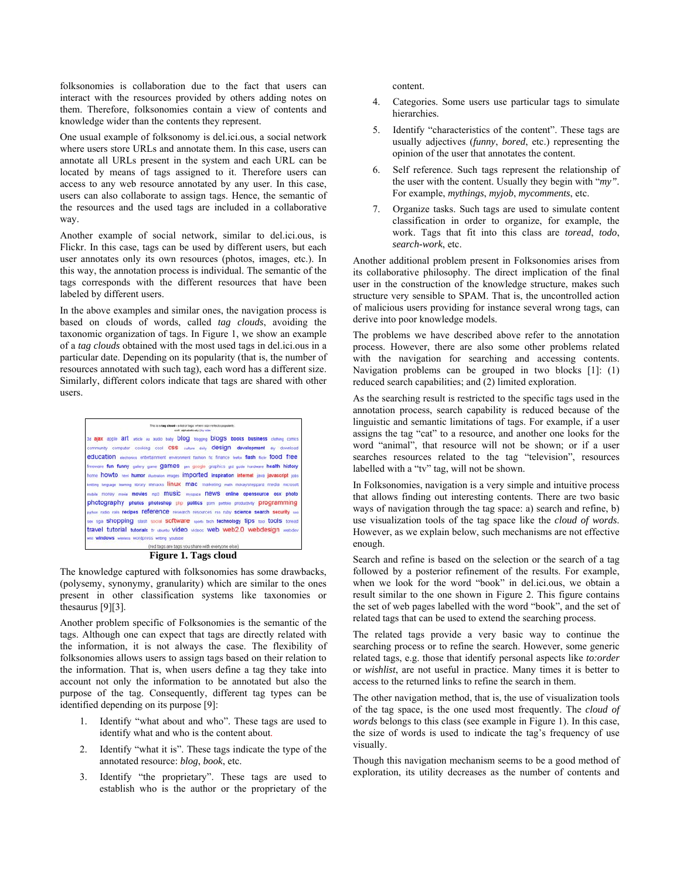folksonomies is collaboration due to the fact that users can interact with the resources provided by others adding notes on them. Therefore, folksonomies contain a view of contents and knowledge wider than the contents they represent.

One usual example of folksonomy is del.ici.ous, a social network where users store URLs and annotate them. In this case, users can annotate all URLs present in the system and each URL can be located by means of tags assigned to it. Therefore users can access to any web resource annotated by any user. In this case, users can also collaborate to assign tags. Hence, the semantic of the resources and the used tags are included in a collaborative way.

Another example of social network, similar to del.ici.ous, is Flickr. In this case, tags can be used by different users, but each user annotates only its own resources (photos, images, etc.). In this way, the annotation process is individual. The semantic of the tags corresponds with the different resources that have been labeled by different users.

In the above examples and similar ones, the navigation process is based on clouds of words, called *tag clouds*, avoiding the taxonomic organization of tags. In Figure 1, we show an example of a *tag clouds* obtained with the most used tags in del.ici.ous in a particular date. Depending on its popularity (that is, the number of resources annotated with such tag), each word has a different size. Similarly, different colors indicate that tags are shared with other users.

**Figure 1. Tags cloud**

The knowledge captured with folksonomies has some drawbacks, (polysemy, synonymy, granularity) which are similar to the ones present in other classification systems like taxonomies or thesaurus [9][3].

Another problem specific of Folksonomies is the semantic of the tags. Although one can expect that tags are directly related with the information, it is not always the case. The flexibility of folksonomies allows users to assign tags based on their relation to the information. That is, when users define a tag they take into account not only the information to be annotated but also the purpose of the tag. Consequently, different tag types can be identified depending on its purpose [9]:

1. Identify "what about and who". These tags are used to identify what and who is the content about.
2. Identify "what it is". These tags indicate the type of the annotated resource: *blog*, *book*, etc.
3. Identify "the proprietary". These tags are used to establish who is the author or the proprietary of the content.
4. Categories. Some users use particular tags to simulate hierarchies.
5. Identify "characteristics of the content". These tags are usually adjectives (*funny*, *bored*, etc.) representing the opinion of the user that annotates the content.
6. Self reference. Such tags represent the relationship of the user with the content. Usually they begin with "*my*". For example, *mythings*, *myjob*, *mycomments*, etc.
7. Organize tasks. Such tags are used to simulate content classification in order to organize, for example, the work. Tags that fit into this class are *toread*, *todo*, *search-work*, etc.

Another additional problem present in Folksonomies arises from its collaborative philosophy. The direct implication of the final user in the construction of the knowledge structure, makes such structure very sensible to SPAM. That is, the uncontrolled action of malicious users providing for instance several wrong tags, can derive into poor knowledge models.

The problems we have described above refer to the annotation process. However, there are also some other problems related with the navigation for searching and accessing contents. Navigation problems can be grouped in two blocks [1]: (1) reduced search capabilities; and (2) limited exploration.

As the searching result is restricted to the specific tags used in the annotation process, search capability is reduced because of the linguistic and semantic limitations of tags. For example, if a user assigns the tag "cat" to a resource, and another one looks for the word "animal", that resource will not be shown; or if a user searches resources related to the tag "television", resources labelled with a "tv" tag, will not be shown.

In Folksonomies, navigation is a very simple and intuitive process that allows finding out interesting contents. There are two basic ways of navigation through the tag space: a) search and refine, b) use visualization tools of the tag space like the *cloud of words*. However, as we explain below, such mechanisms are not effective enough.

Search and refine is based on the selection or the search of a tag followed by a posterior refinement of the results. For example, when we look for the word "book" in del.ici.ous, we obtain a result similar to the one shown in Figure 2. This figure contains the set of web pages labelled with the word "book", and the set of related tags that can be used to extend the searching process.

The related tags provide a very basic way to continue the searching process or to refine the search. However, some generic related tags, e.g. those that identify personal aspects like *to:order* or *wishlist*, are not useful in practice. Many times it is better to access to the returned links to refine the search in them.

The other navigation method, that is, the use of visualization tools of the tag space, is the one used most frequently. The *cloud of words* belongs to this class (see example in Figure 1). In this case, the size of words is used to indicate the tag's frequency of use visually.

Though this navigation mechanism seems to be a good method of exploration, its utility decreases as the number of contents and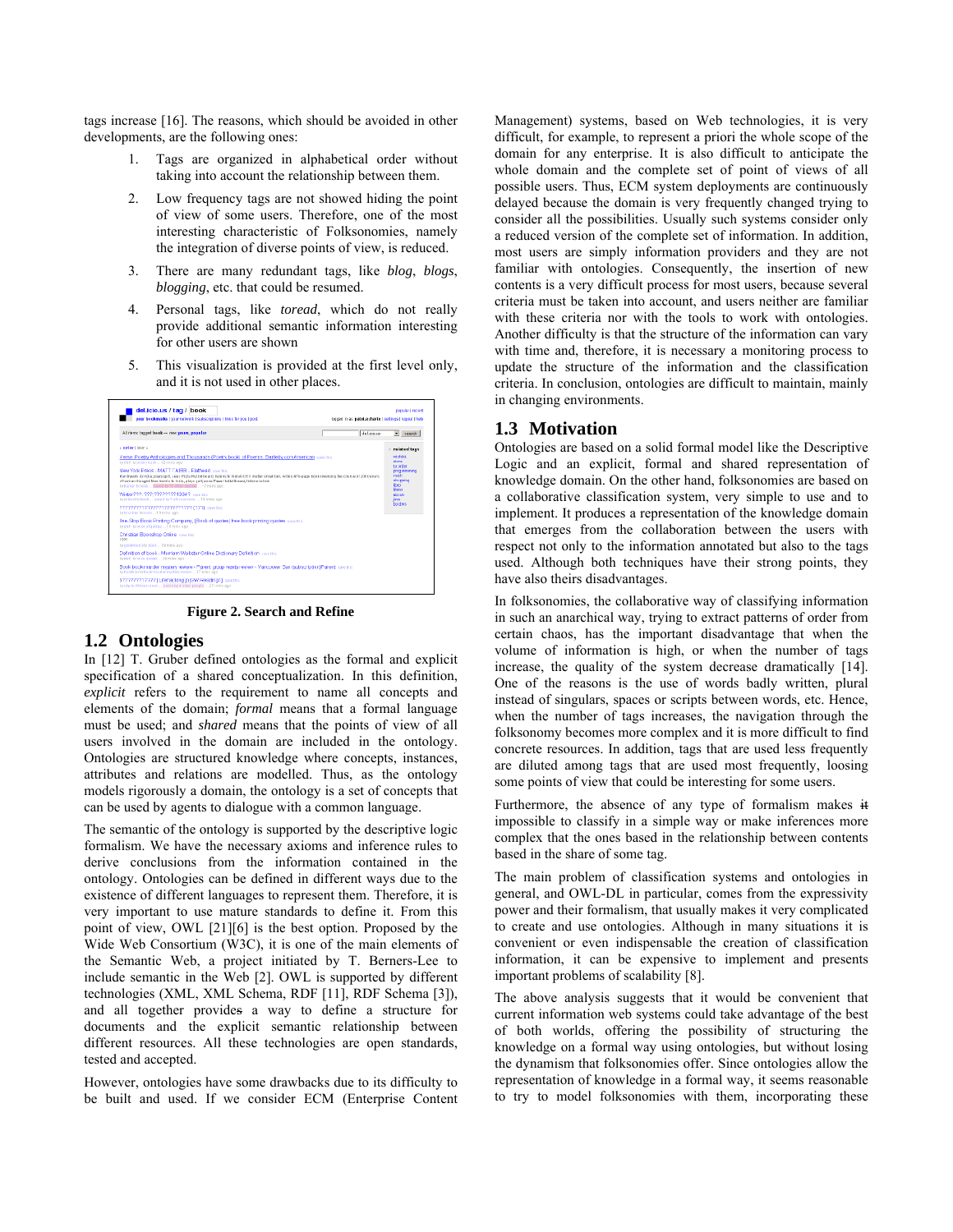tags increase [16]. The reasons, which should be avoided in other developments, are the following ones:

1. Tags are organized in alphabetical order without taking into account the relationship between them.
2. Low frequency tags are not showed hiding the point of view of some users. Therefore, one of the most interesting characteristic of Folksonomies, namely the integration of diverse points of view, is reduced.
3. There are many redundant tags, like *blog*, *blogs*, *blogging*, etc. that could be resumed.
4. Personal tags, like *toread*, which do not really provide additional semantic information interesting for other users are shown
5. This visualization is provided at the first level only, and it is not used in other places.

**Figure 2. Search and Refine**

## 1.2 Ontologies

In [12] T. Gruber defined ontologies as the formal and explicit specification of a shared conceptualization. In this definition, *explicit* refers to the requirement to name all concepts and elements of the domain; *formal* means that a formal language must be used; and *shared* means that the points of view of all users involved in the domain are included in the ontology. Ontologies are structured knowledge where concepts, instances, attributes and relations are modelled. Thus, as the ontology models rigorously a domain, the ontology is a set of concepts that can be used by agents to dialogue with a common language.

The semantic of the ontology is supported by the descriptive logic formalism. We have the necessary axioms and inference rules to derive conclusions from the information contained in the ontology. Ontologies can be defined in different ways due to the existence of different languages to represent them. Therefore, it is very important to use mature standards to define it. From this point of view, OWL [21][6] is the best option. Proposed by the Wide Web Consortium (W3C), it is one of the main elements of the Semantic Web, a project initiated by T. Berners-Lee to include semantic in the Web [2]. OWL is supported by different technologies (XML, XML Schema, RDF [11], RDF Schema [3]), and all together provides a way to define a structure for documents and the explicit semantic relationship between different resources. All these technologies are open standards, tested and accepted.

However, ontologies have some drawbacks due to its difficulty to be built and used. If we consider ECM (Enterprise Content Management) systems, based on Web technologies, it is very difficult, for example, to represent a priori the whole scope of the domain for any enterprise. It is also difficult to anticipate the whole domain and the complete set of point of views of all possible users. Thus, ECM system deployments are continuously delayed because the domain is very frequently changed trying to consider all the possibilities. Usually such systems consider only a reduced version of the complete set of information. In addition, most users are simply information providers and they are not familiar with ontologies. Consequently, the insertion of new contents is a very difficult process for most users, because several criteria must be taken into account, and users neither are familiar with these criteria nor with the tools to work with ontologies. Another difficulty is that the structure of the information can vary with time and, therefore, it is necessary a monitoring process to update the structure of the information and the classification criteria. In conclusion, ontologies are difficult to maintain, mainly in changing environments.

## 1.3 Motivation

Ontologies are based on a solid formal model like the Descriptive Logic and an explicit, formal and shared representation of knowledge domain. On the other hand, folksonomies are based on a collaborative classification system, very simple to use and to implement. It produces a representation of the knowledge domain that emerges from the collaboration between the users with respect not only to the information annotated but also to the tags used. Although both techniques have their strong points, they have also theirs disadvantages.

In folksonomies, the collaborative way of classifying information in such an anarchical way, trying to extract patterns of order from certain chaos, has the important disadvantage that when the volume of information is high, or when the number of tags increase, the quality of the system decrease dramatically [14]. One of the reasons is the use of words badly written, plural instead of singulars, spaces or scripts between words, etc. Hence, when the number of tags increases, the navigation through the folksonomy becomes more complex and it is more difficult to find concrete resources. In addition, tags that are used less frequently are diluted among tags that are used most frequently, loosing some points of view that could be interesting for some users.

Furthermore, the absence of any type of formalism makes ~~it~~ impossible to classify in a simple way or make inferences more complex that the ones based in the relationship between contents based in the share of some tag.

The main problem of classification systems and ontologies in general, and OWL-DL in particular, comes from the expressivity power and their formalism, that usually makes it very complicated to create and use ontologies. Although in many situations it is convenient or even indispensable the creation of classification information, it can be expensive to implement and presents important problems of scalability [8].

The above analysis suggests that it would be convenient that current information web systems could take advantage of the best of both worlds, offering the possibility of structuring the knowledge on a formal way using ontologies, but without losing the dynamism that folksonomies offer. Since ontologies allow the representation of knowledge in a formal way, it seems reasonable to try to model folksonomies with them, incorporating these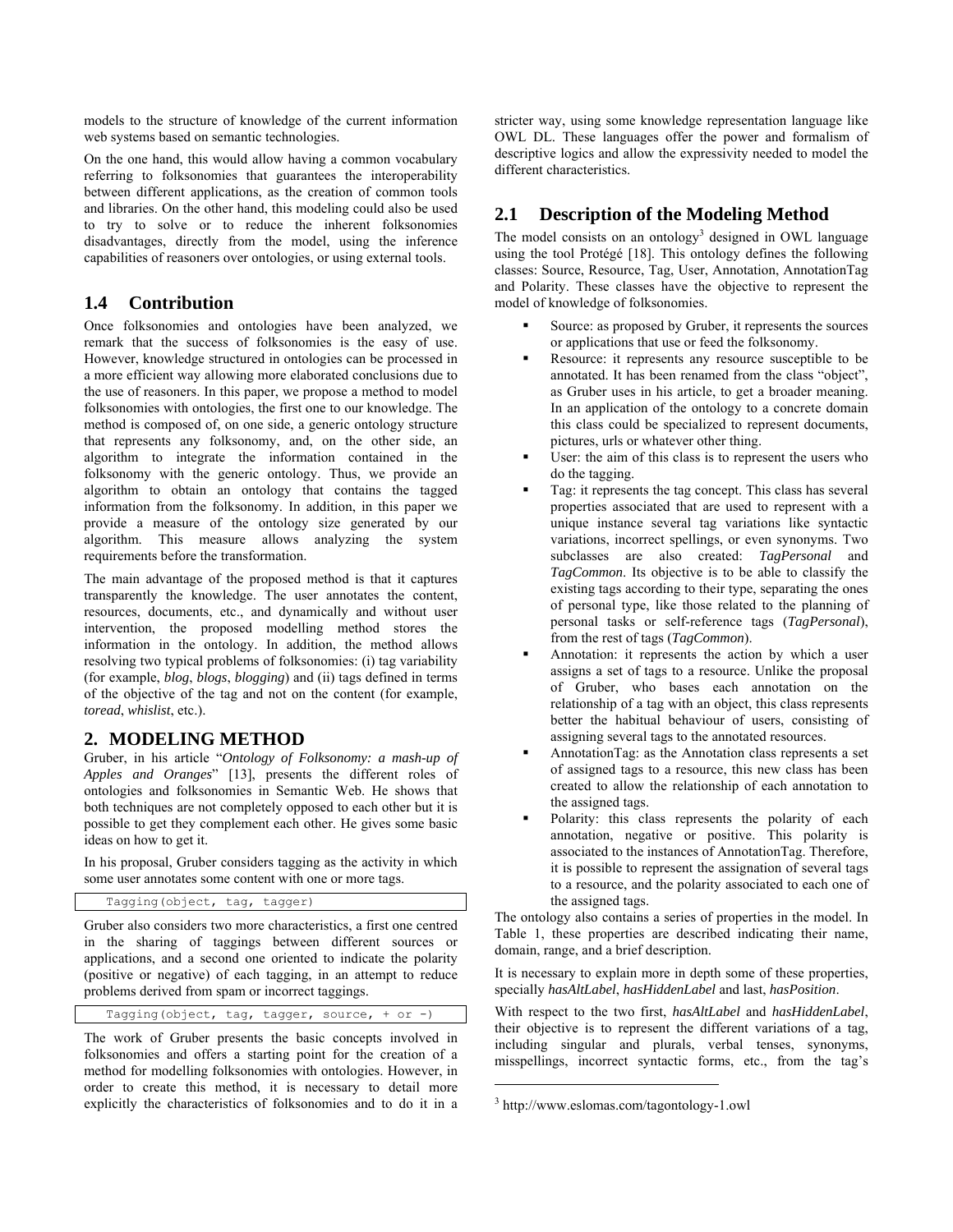models to the structure of knowledge of the current information web systems based on semantic technologies.

On the one hand, this would allow having a common vocabulary referring to folksonomies that guarantees the interoperability between different applications, as the creation of common tools and libraries. On the other hand, this modeling could also be used to try to solve or to reduce the inherent folksonomies disadvantages, directly from the model, using the inference capabilities of reasoners over ontologies, or using external tools.

## 1.4 Contribution

Once folksonomies and ontologies have been analyzed, we remark that the success of folksonomies is the easy of use. However, knowledge structured in ontologies can be processed in a more efficient way allowing more elaborated conclusions due to the use of reasoners. In this paper, we propose a method to model folksonomies with ontologies, the first one to our knowledge. The method is composed of, on one side, a generic ontology structure that represents any folksonomy, and, on the other side, an algorithm to integrate the information contained in the folksonomy with the generic ontology. Thus, we provide an algorithm to obtain an ontology that contains the tagged information from the folksonomy. In addition, in this paper we provide a measure of the ontology size generated by our algorithm. This measure allows analyzing the system requirements before the transformation.

The main advantage of the proposed method is that it captures transparently the knowledge. The user annotates the content, resources, documents, etc., and dynamically and without user intervention, the proposed modelling method stores the information in the ontology. In addition, the method allows resolving two typical problems of folksonomies: (i) tag variability (for example, *blog*, *blogs*, *blogging*) and (ii) tags defined in terms of the objective of the tag and not on the content (for example, *toread*, *whislist*, etc.).

# 2. MODELING METHOD

Gruber, in his article "*Ontology of Folksonomy: a mash-up of Apples and Oranges*" [13], presents the different roles of ontologies and folksonomies in Semantic Web. He shows that both techniques are not completely opposed to each other but it is possible to get they complement each other. He gives some basic ideas on how to get it.

In his proposal, Gruber considers tagging as the activity in which some user annotates some content with one or more tags.

```
Tagging(object, tag, tagger)
```

Gruber also considers two more characteristics, a first one centred in the sharing of taggings between different sources or applications, and a second one oriented to indicate the polarity (positive or negative) of each tagging, in an attempt to reduce problems derived from spam or incorrect taggings.

```
Tagging(object, tag, tagger, source, + or -)
```

The work of Gruber presents the basic concepts involved in folksonomies and offers a starting point for the creation of a method for modelling folksonomies with ontologies. However, in order to create this method, it is necessary to detail more explicitly the characteristics of folksonomies and to do it in a stricter way, using some knowledge representation language like OWL DL. These languages offer the power and formalism of descriptive logics and allow the expressivity needed to model the different characteristics.

## 2.1 Description of the Modeling Method

The model consists on an ontology[3] designed in OWL language using the tool Protégé [18]. This ontology defines the following classes: Source, Resource, Tag, User, Annotation, AnnotationTag and Polarity. These classes have the objective to represent the model of knowledge of folksonomies.

- Source: as proposed by Gruber, it represents the sources or applications that use or feed the folksonomy.
- Resource: it represents any resource susceptible to be annotated. It has been renamed from the class "object", as Gruber uses in his article, to get a broader meaning. In an application of the ontology to a concrete domain this class could be specialized to represent documents, pictures, urls or whatever other thing.
- User: the aim of this class is to represent the users who do the tagging.
- Tag: it represents the tag concept. This class has several properties associated that are used to represent with a unique instance several tag variations like syntactic variations, incorrect spellings, or even synonyms. Two subclasses are also created: *TagPersonal* and *TagCommon*. Its objective is to be able to classify the existing tags according to their type, separating the ones of personal type, like those related to the planning of personal tasks or self-reference tags (*TagPersonal*), from the rest of tags (*TagCommon*).
- Annotation: it represents the action by which a user assigns a set of tags to a resource. Unlike the proposal of Gruber, who bases each annotation on the relationship of a tag with an object, this class represents better the habitual behaviour of users, consisting of assigning several tags to the annotated resources.
- AnnotationTag: as the Annotation class represents a set of assigned tags to a resource, this new class has been created to allow the relationship of each annotation to the assigned tags.
- Polarity: this class represents the polarity of each annotation, negative or positive. This polarity is associated to the instances of AnnotationTag. Therefore, it is possible to represent the assignation of several tags to a resource, and the polarity associated to each one of the assigned tags.

The ontology also contains a series of properties in the model. In Table 1, these properties are described indicating their name, domain, range, and a brief description.

It is necessary to explain more in depth some of these properties, specially *hasAltLabel*, *hasHiddenLabel* and last, *hasPosition*.

With respect to the two first, *hasAltLabel* and *hasHiddenLabel*, their objective is to represent the different variations of a tag, including singular and plurals, verbal tenses, synonyms, misspellings, incorrect syntactic forms, etc., from the tag's

[3] http://www.eslomas.com/tagontology-1.owl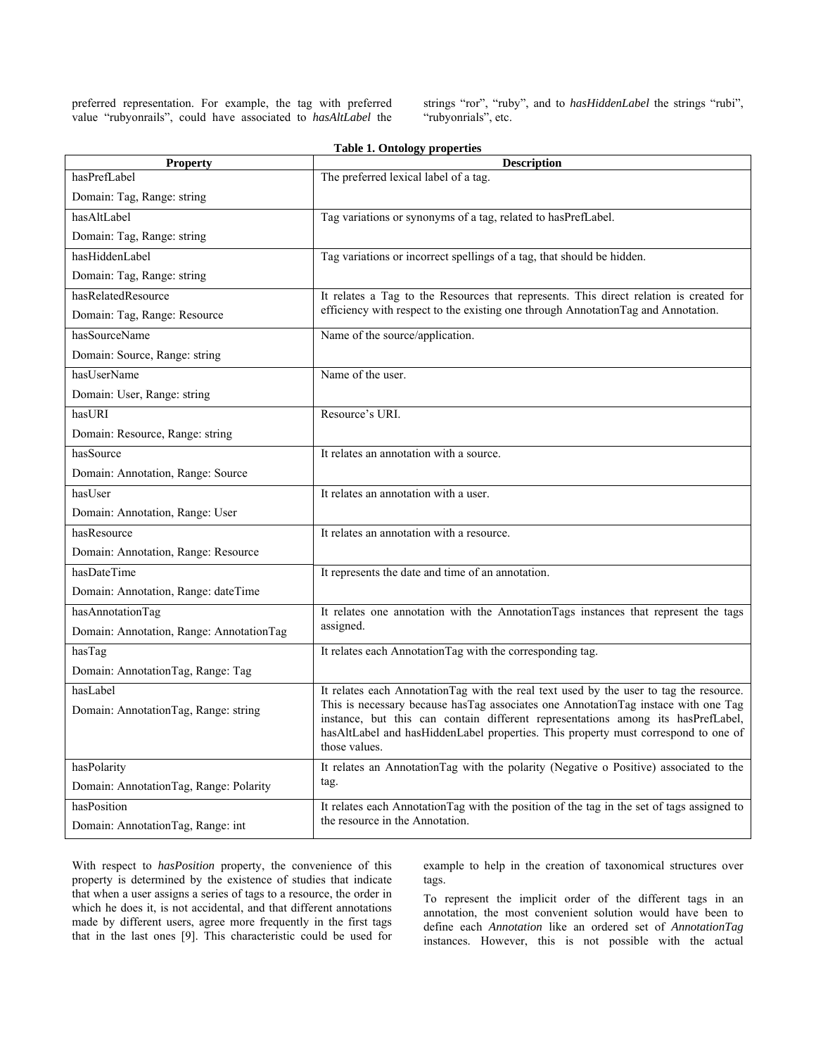preferred representation. For example, the tag with preferred value "rubyonrails", could have associated to *hasAltLabel* the strings "ror", "ruby", and to *hasHiddenLabel* the strings "rubi", "rubyonrials", etc.

**Table 1. Ontology properties**

| Property | Description |
|---|---|
| hasPrefLabel<br>Domain: Tag, Range: string | The preferred lexical label of a tag. |
| hasAltLabel<br>Domain: Tag, Range: string | Tag variations or synonyms of a tag, related to hasPrefLabel. |
| hasHiddenLabel<br>Domain: Tag, Range: string | Tag variations or incorrect spellings of a tag, that should be hidden. |
| hasRelatedResource<br>Domain: Tag, Range: Resource | It relates a Tag to the Resources that represents. This direct relation is created for efficiency with respect to the existing one through AnnotationTag and Annotation. |
| hasSourceName<br>Domain: Source, Range: string | Name of the source/application. |
| hasUserName<br>Domain: User, Range: string | Name of the user. |
| hasURI<br>Domain: Resource, Range: string | Resource's URI. |
| hasSource<br>Domain: Annotation, Range: Source | It relates an annotation with a source. |
| hasUser<br>Domain: Annotation, Range: User | It relates an annotation with a user. |
| hasResource<br>Domain: Annotation, Range: Resource | It relates an annotation with a resource. |
| hasDateTime<br>Domain: Annotation, Range: dateTime | It represents the date and time of an annotation. |
| hasAnnotationTag<br>Domain: Annotation, Range: AnnotationTag | It relates one annotation with the AnnotationTags instances that represent the tags assigned. |
| hasTag<br>Domain: AnnotationTag, Range: Tag | It relates each AnnotationTag with the corresponding tag. |
| hasLabel<br>Domain: AnnotationTag, Range: string | It relates each AnnotationTag with the real text used by the user to tag the resource. This is necessary because hasTag associates one AnnotationTag instace with one Tag instance, but this can contain different representations among its hasPrefLabel, hasAltLabel and hasHiddenLabel properties. This property must correspond to one of those values. |
| hasPolarity<br>Domain: AnnotationTag, Range: Polarity | It relates an AnnotationTag with the polarity (Negative o Positive) associated to the tag. |
| hasPosition<br>Domain: AnnotationTag, Range: int | It relates each AnnotationTag with the position of the tag in the set of tags assigned to the resource in the Annotation. |

With respect to *hasPosition* property, the convenience of this property is determined by the existence of studies that indicate that when a user assigns a series of tags to a resource, the order in which he does it, is not accidental, and that different annotations made by different users, agree more frequently in the first tags that in the last ones [9]. This characteristic could be used for example to help in the creation of taxonomical structures over tags.

To represent the implicit order of the different tags in an annotation, the most convenient solution would have been to define each *Annotation* like an ordered set of *AnnotationTag* instances. However, this is not possible with the actual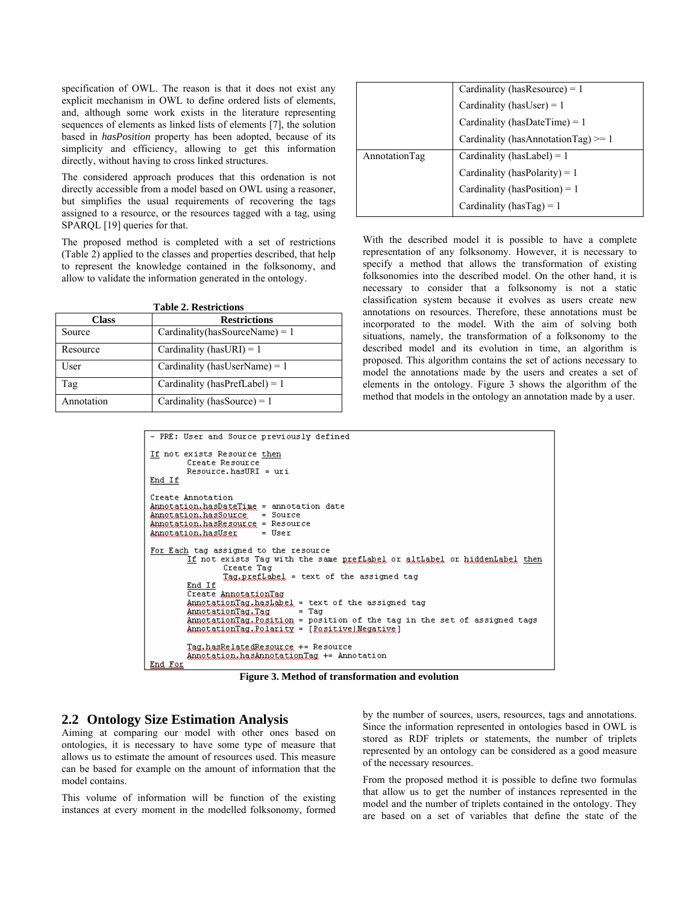specification of OWL. The reason is that it does not exist any explicit mechanism in OWL to define ordered lists of elements, and, although some work exists in the literature representing sequences of elements as linked lists of elements [7], the solution based in *hasPosition* property has been adopted, because of its simplicity and efficiency, allowing to get this information directly, without having to cross linked structures.

The considered approach produces that this ordenation is not directly accessible from a model based on OWL using a reasoner, but simplifies the usual requirements of recovering the tags assigned to a resource, or the resources tagged with a tag, using SPARQL [19] queries for that.

The proposed method is completed with a set of restrictions (Table 2) applied to the classes and properties described, that help to represent the knowledge contained in the folksonomy, and allow to validate the information generated in the ontology.

**Table 2. Restrictions**

| Class | Restrictions |
|---|---|
| Source | Cardinality(hasSourceName) = 1 |
| Resource | Cardinality (hasURI) = 1 |
| User | Cardinality (hasUserName) = 1 |
| Tag | Cardinality (hasPrefLabel) = 1 |
| Annotation | Cardinality (hasSource) = 1 |
| | Cardinality (hasResource) = 1 |
| | Cardinality (hasUser) = 1 |
| | Cardinality (hasDateTime) = 1 |
| | Cardinality (hasAnnotationTag) >= 1 |
| AnnotationTag | Cardinality (hasLabel) = 1 |
| | Cardinality (hasPolarity) = 1 |
| | Cardinality (hasPosition) = 1 |
| | Cardinality (hasTag) = 1 |

With the described model it is possible to have a complete representation of any folksonomy. However, it is necessary to specify a method that allows the transformation of existing folksonomies into the described model. On the other hand, it is necessary to consider that a folksonomy is not a static classification system because it evolves as users create new annotations on resources. Therefore, these annotations must be incorporated to the model. With the aim of solving both situations, namely, the transformation of a folksonomy to the described model and its evolution in time, an algorithm is proposed. This algorithm contains the set of actions necessary to model the annotations made by the users and creates a set of elements in the ontology. Figure 3 shows the algorithm of the method that models in the ontology an annotation made by a user.

```
- PRE: User and Source previously defined

If not exists Resource then
       Create Resource
       Resource.hasURI = uri
End If

Create Annotation
Annotation.hasDateTime = annotation date
Annotation.hasSource   = Source
Annotation.hasResource = Resource
Annotation.hasUser     = User

For Each tag assigned to the resource
       If not exists Tag with the same prefLabel or altLabel or hiddenLabel then
              Create Tag
              Tag.prefLabel = text of the assigned tag
       End If
       Create AnnotationTag
       AnnotationTag.hasLabel = text of the assigned tag
       AnnotationTag.Tag      = Tag
       AnnotationTag.Position = position of the tag in the set of assigned tags
       AnnotationTag.Polarity = [Positive|Negative]

       Tag.hasRelatedResource += Resource
       Annotation.hasAnnotationTag += Annotation
End For
```

**Figure 3. Method of transformation and evolution**

## 2.2 Ontology Size Estimation Analysis

Aiming at comparing our model with other ones based on ontologies, it is necessary to have some type of measure that allows us to estimate the amount of resources used. This measure can be based for example on the amount of information that the model contains.

This volume of information will be function of the existing instances at every moment in the modelled folksonomy, formed by the number of sources, users, resources, tags and annotations. Since the information represented in ontologies based in OWL is stored as RDF triplets or statements, the number of triplets represented by an ontology can be considered as a good measure of the necessary resources.

From the proposed method it is possible to define two formulas that allow us to get the number of instances represented in the model and the number of triplets contained in the ontology. They are based on a set of variables that define the state of the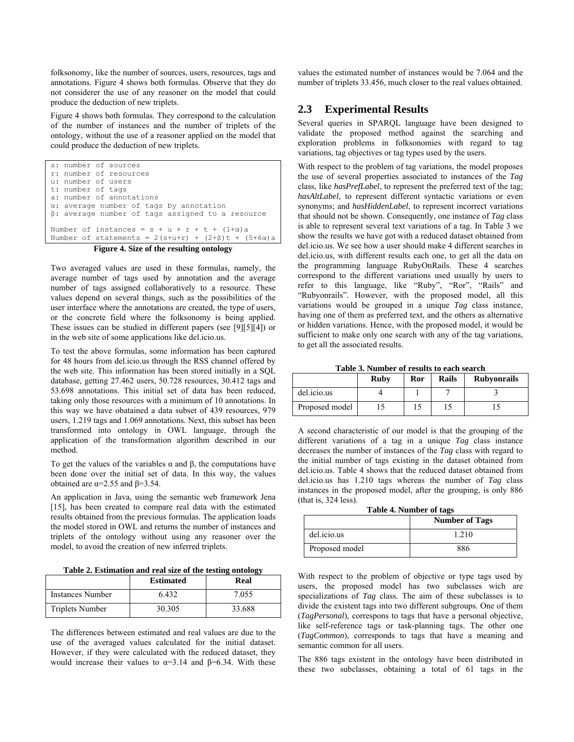folksonomy, like the number of sources, users, resources, tags and annotations. Figure 4 shows both formulas. Observe that they do not considerer the use of any reasoner on the model that could produce the deduction of new triplets.

Figure 4 shows both formulas. They correspond to the calculation of the number of instances and the number of triplets of the ontology, without the use of a reasoner applied on the model that could produce the deduction of new triplets.

```
s: number of sources
r: number of resources
u: number of users
t: number of tags
a: number of annotations
α: average number of tags by annotation
β: average number of tags assigned to a resource

Number of instances = s + u + r + t + (1+α)a
Number of statements = 2(s+u+r) + (2+β)t + (5+6α)a
```

**Figure 4. Size of the resulting ontology**

Two averaged values are used in these formulas, namely, the average number of tags used by annotation and the average number of tags assigned collaboratively to a resource. These values depend on several things, such as the possibilities of the user interface where the annotations are created, the type of users, or the concrete field where the folksonomy is being applied. These issues can be studied in different papers (see [9][5][4]) or in the web site of some applications like del.icio.us.

To test the above formulas, some information has been captured for 48 hours from del.icio.us through the RSS channel offered by the web site. This information has been stored initially in a SQL database, getting 27.462 users, 50.728 resources, 30.412 tags and 53.698 annotations. This initial set of data has been reduced, taking only those resources with a minimum of 10 annotations. In this way we have obatained a data subset of 439 resources, 979 users, 1.219 tags and 1.069 annotations. Next, this subset has been transformed into ontology in OWL language, through the application of the transformation algorithm described in our method.

To get the values of the variables $\alpha$ and $\beta$, the computations have been done over the initial set of data. In this way, the values obtained are $\alpha$=2.55 and $\beta$=3.54.

An application in Java, using the semantic web framework Jena [15], has been created to compare real data with the estimated results obtained from the previous formulas. The application loads the model stored in OWL and returns the number of instances and triplets of the ontology without using any reasoner over the model, to avoid the creation of new inferred triplets.

**Table 2. Estimation and real size of the testing ontology**

| | Estimated | Real |
|---|---|---|
| Instances Number | 6.432 | 7.055 |
| Triplets Number | 30.305 | 33.688 |

The differences between estimated and real values are due to the use of the averaged values calculated for the initial dataset. However, if they were calculated with the reduced dataset, they would increase their values to $\alpha$=3.14 and $\beta$=6.34. With these values the estimated number of instances would be 7.064 and the number of triplets 33.456, much closer to the real values obtained.

## 2.3 Experimental Results

Several queries in SPARQL language have been designed to validate the proposed method against the searching and exploration problems in folksonomies with regard to tag variations, tag objectives or tag types used by the users.

With respect to the problem of tag variations, the model proposes the use of several properties associated to instances of the *Tag* class, like *hasPrefLabel*, to represent the preferred text of the tag; *hasAltLabel,* to represent different syntactic variations or even synonyms; and *hasHiddenLabel*, to represent incorrect variations that should not be shown. Consequently, one instance of *Tag* class is able to represent several text variations of a tag. In Table 3 we show the results we have got with a reduced dataset obtained from del.icio.us. We see how a user should make 4 different searches in del.icio.us, with different results each one, to get all the data on the programming language RubyOnRails. These 4 searches correspond to the different variations used usually by users to refer to this language, like "Ruby", "Ror", "Rails" and "Rubyonrails". However, with the proposed model, all this variations would be grouped in a unique *Tag* class instance, having one of them as preferred text, and the others as alternative or hidden variations. Hence, with the proposed model, it would be sufficient to make only one search with any of the tag variations, to get all the associated results.

**Table 3. Number of results to each search**

| | Ruby | Ror | Rails | Rubyonrails |
|---|---|---|---|---|
| del.icio.us | 4 | 1 | 7 | 3 |
| Proposed model | 15 | 15 | 15 | 15 |

A second characteristic of our model is that the grouping of the different variations of a tag in a unique *Tag* class instance decreases the number of instances of the *Tag* class with regard to the initial number of tags existing in the dataset obtained from del.icio.us. Table 4 shows that the reduced dataset obtained from del.icio.us has 1.210 tags whereas the number of *Tag* class instances in the proposed model, after the grouping, is only 886 (that is, 324 less).

**Table 4. Number of tags**

| | Number of Tags |
|---|---|
| del.icio.us | 1.210 |
| Proposed model | 886 |

With respect to the problem of objective or type tags used by users, the proposed model has two subclasses wich are specializations of *Tag* class. The aim of these subclasses is to divide the existent tags into two different subgroups. One of them (*TagPersonal*), correspons to tags that have a personal objective, like self-reference tags or task-planning tags. The other one (*TagCommon*), corresponds to tags that have a meaning and semantic common for all users.

The 886 tags existent in the ontology have been distributed in these two subclasses, obtaining a total of 61 tags in the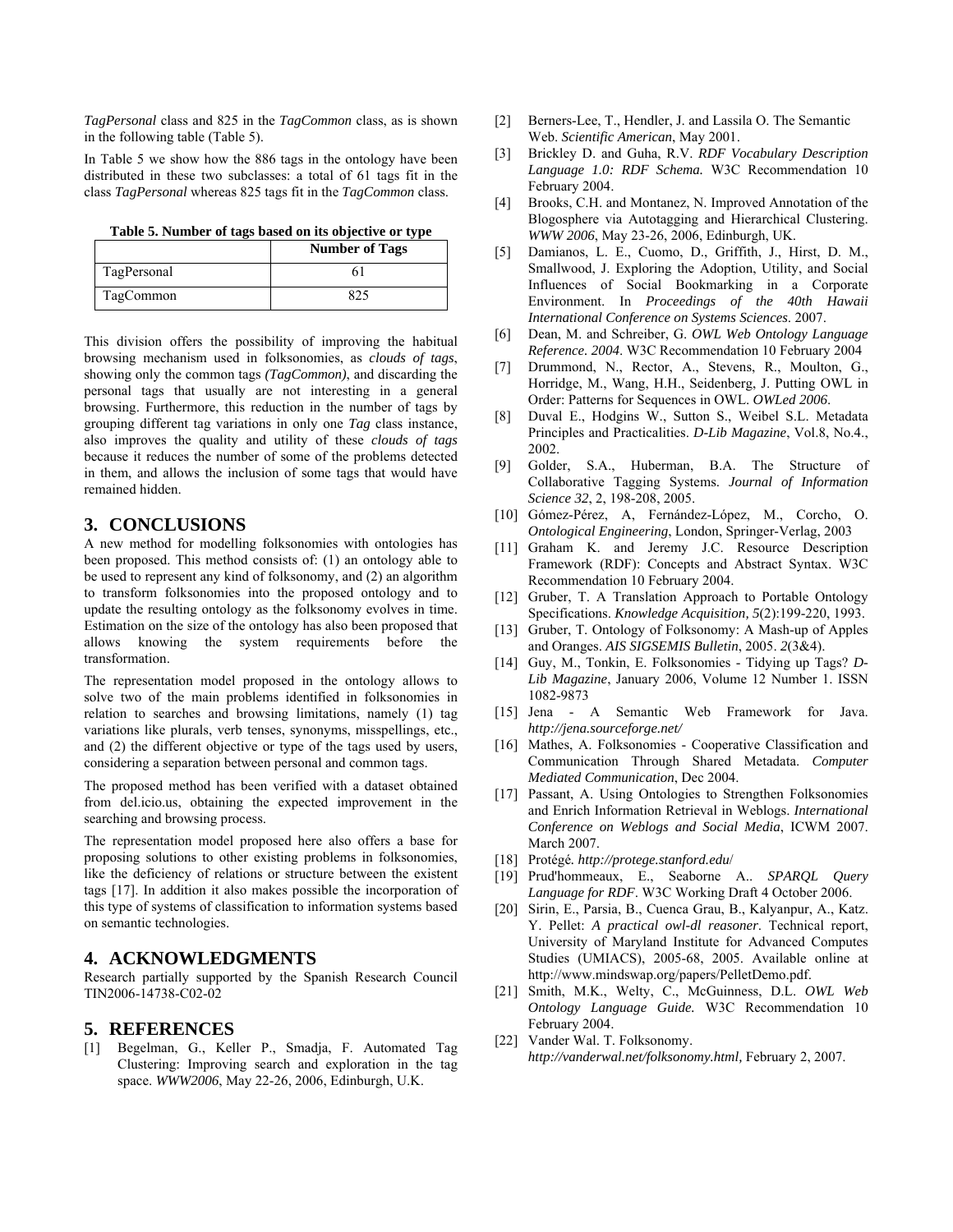*TagPersonal* class and 825 in the *TagCommon* class, as is shown in the following table (Table 5).

In Table 5 we show how the 886 tags in the ontology have been distributed in these two subclasses: a total of 61 tags fit in the class *TagPersonal* whereas 825 tags fit in the *TagCommon* class.

**Table 5. Number of tags based on its objective or type**

| | Number of Tags |
|---|---|
| TagPersonal | 61 |
| TagCommon | 825 |

This division offers the possibility of improving the habitual browsing mechanism used in folksonomies, as *clouds of tags*, showing only the common tags *(TagCommon)*, and discarding the personal tags that usually are not interesting in a general browsing. Furthermore, this reduction in the number of tags by grouping different tag variations in only one *Tag* class instance, also improves the quality and utility of these *clouds of tags* because it reduces the number of some of the problems detected in them, and allows the inclusion of some tags that would have remained hidden.

## 3. CONCLUSIONS

A new method for modelling folksonomies with ontologies has been proposed. This method consists of: (1) an ontology able to be used to represent any kind of folksonomy, and (2) an algorithm to transform folksonomies into the proposed ontology and to update the resulting ontology as the folksonomy evolves in time. Estimation on the size of the ontology has also been proposed that allows knowing the system requirements before the transformation.

The representation model proposed in the ontology allows to solve two of the main problems identified in folksonomies in relation to searches and browsing limitations, namely (1) tag variations like plurals, verb tenses, synonyms, misspellings, etc., and (2) the different objective or type of the tags used by users, considering a separation between personal and common tags.

The proposed method has been verified with a dataset obtained from del.icio.us, obtaining the expected improvement in the searching and browsing process.

The representation model proposed here also offers a base for proposing solutions to other existing problems in folksonomies, like the deficiency of relations or structure between the existent tags [17]. In addition it also makes possible the incorporation of this type of systems of classification to information systems based on semantic technologies.

## 4. ACKNOWLEDGMENTS

Research partially supported by the Spanish Research Council TIN2006-14738-C02-02

## 5. REFERENCES

[1] Begelman, G., Keller P., Smadja, F. Automated Tag Clustering: Improving search and exploration in the tag space. *WWW2006*, May 22-26, 2006, Edinburgh, U.K.

[2] Berners-Lee, T., Hendler, J. and Lassila O. The Semantic Web. *Scientific American*, May 2001.

[3] Brickley D. and Guha, R.V. *RDF Vocabulary Description Language 1.0: RDF Schema.* W3C Recommendation 10 February 2004.

[4] Brooks, C.H. and Montanez, N. Improved Annotation of the Blogosphere via Autotagging and Hierarchical Clustering. *WWW 2006*, May 23-26, 2006, Edinburgh, UK.

[5] Damianos, L. E., Cuomo, D., Griffith, J., Hirst, D. M., Smallwood, J. Exploring the Adoption, Utility, and Social Influences of Social Bookmarking in a Corporate Environment. In *Proceedings of the 40th Hawaii International Conference on Systems Sciences*. 2007.

[6] Dean, M. and Schreiber, G. *OWL Web Ontology Language Reference. 2004*. W3C Recommendation 10 February 2004

[7] Drummond, N., Rector, A., Stevens, R., Moulton, G., Horridge, M., Wang, H.H., Seidenberg, J. Putting OWL in Order: Patterns for Sequences in OWL. *OWLed 2006*.

[8] Duval E., Hodgins W., Sutton S., Weibel S.L. Metadata Principles and Practicalities. *D-Lib Magazine*, Vol.8, No.4., 2002.

[9] Golder, S.A., Huberman, B.A. The Structure of Collaborative Tagging Systems. *Journal of Information Science 32*, 2, 198-208, 2005.

[10] Gómez-Pérez, A, Fernández-López, M., Corcho, O. *Ontological Engineering*, London, Springer-Verlag, 2003

[11] Graham K. and Jeremy J.C. Resource Description Framework (RDF): Concepts and Abstract Syntax. W3C Recommendation 10 February 2004.

[12] Gruber, T. A Translation Approach to Portable Ontology Specifications. *Knowledge Acquisition, 5*(2):199-220, 1993.

[13] Gruber, T. Ontology of Folksonomy: A Mash-up of Apples and Oranges. *AIS SIGSEMIS Bulletin*, 2005. *2*(3&4).

[14] Guy, M., Tonkin, E. Folksonomies - Tidying up Tags? *D-Lib Magazine*, January 2006, Volume 12 Number 1. ISSN 1082-9873

[15] Jena - A Semantic Web Framework for Java. *http://jena.sourceforge.net/*

[16] Mathes, A. Folksonomies - Cooperative Classification and Communication Through Shared Metadata. *Computer Mediated Communication*, Dec 2004.

[17] Passant, A. Using Ontologies to Strengthen Folksonomies and Enrich Information Retrieval in Weblogs. *International Conference on Weblogs and Social Media*, ICWM 2007. March 2007.

[18] Protégé. *http://protege.stanford.edu*/

[19] Prud'hommeaux, E., Seaborne A.. *SPARQL Query Language for RDF*. W3C Working Draft 4 October 2006.

[20] Sirin, E., Parsia, B., Cuenca Grau, B., Kalyanpur, A., Katz. Y. Pellet: *A practical owl-dl reasoner*. Technical report, University of Maryland Institute for Advanced Computes Studies (UMIACS), 2005-68, 2005. Available online at http://www.mindswap.org/papers/PelletDemo.pdf.

[21] Smith, M.K., Welty, C., McGuinness, D.L. *OWL Web Ontology Language Guide.* W3C Recommendation 10 February 2004.

[22] Vander Wal. T. Folksonomy. *http://vanderwal.net/folksonomy.html,* February 2, 2007.